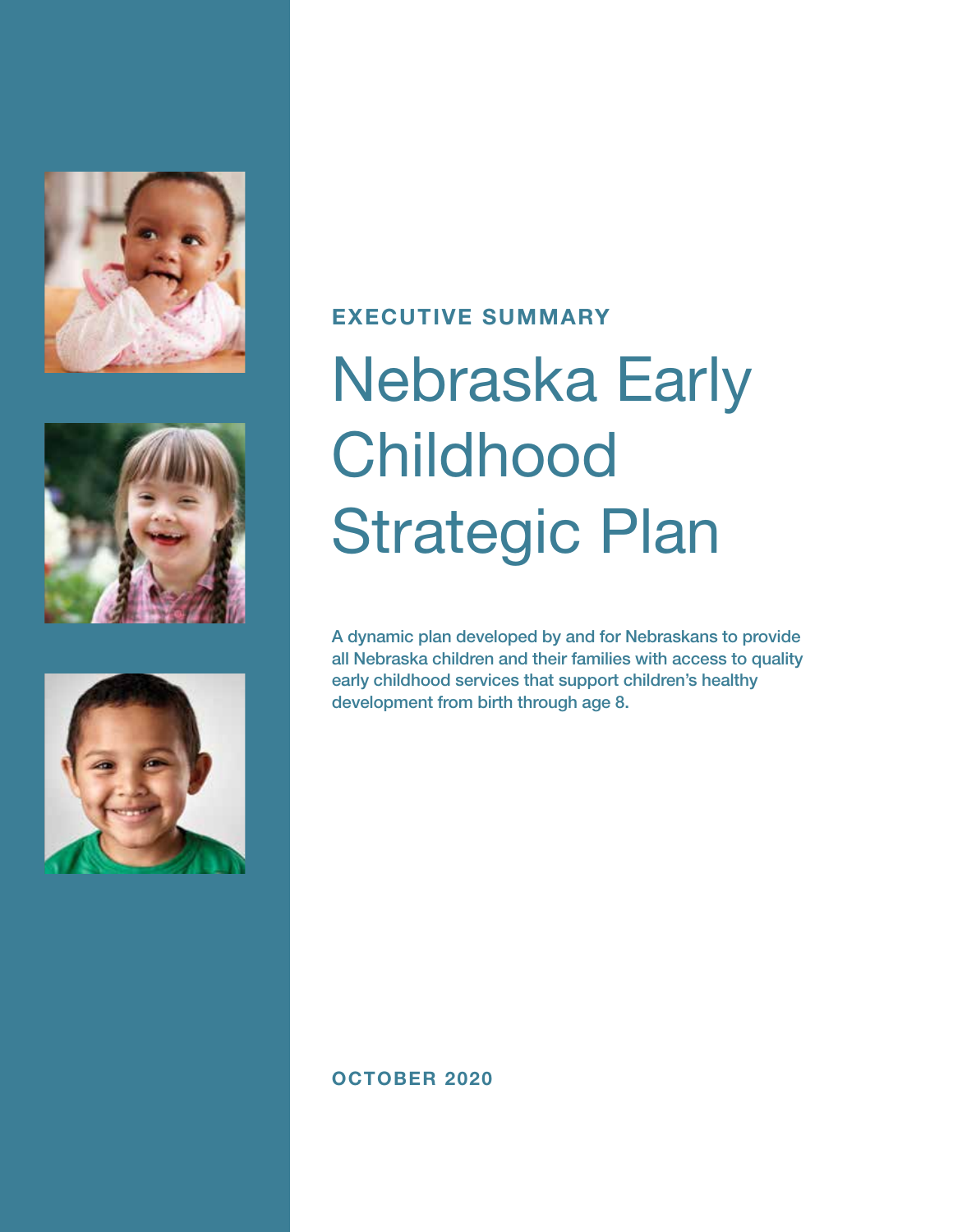**EXECUTIVE SUMMARY**

# Nebraska Early Childhood Strategic Plan

A dynamic plan developed by and for Nebraskans to provide all Nebraska children and their families with access to quality early childhood services that support children's healthy development from birth through age 8.

**OCTOBER 2020**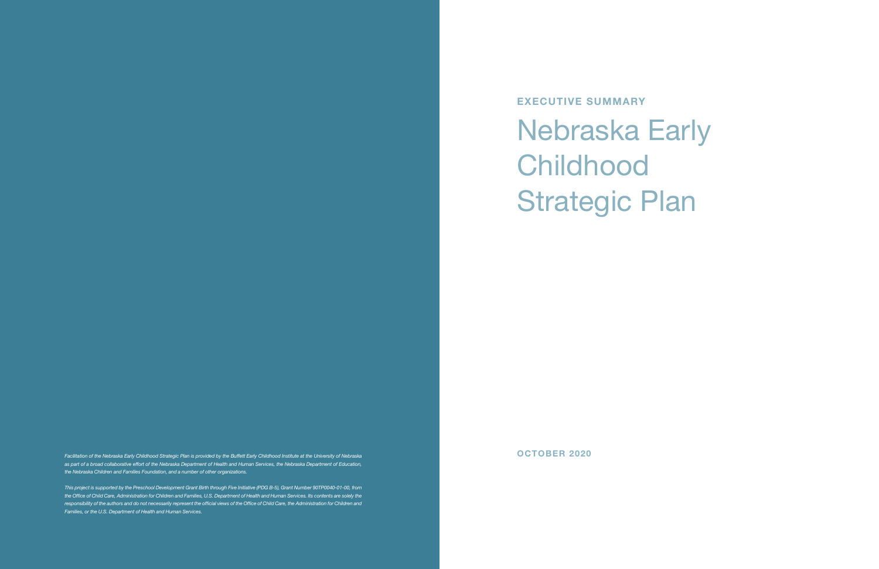*Facilitation of the Nebraska Early Childhood Strategic Plan is provided by the Buffett Early Childhood Institute at the University of Nebraska as part of a broad collaborative effort of the Nebraska Department of Health and Human Services, the Nebraska Department of Education, the Nebraska Children and Families Foundation, and a number of other organizations.*

*This project is supported by the Preschool Development Grant Birth through Five Initiative (PDG B-5), Grant Number 90TP0040-01-00, from the Office of Child Care, Administration for Children and Families, U.S. Department of Health and Human Services. Its contents are solely the responsibility of the authors and do not necessarily represent the official views of the Office of Child Care, the Administration for Children and Families, or the U.S. Department of Health and Human Services.*

**EXECUTIVE SUMMARY**

# Nebraska Early Childhood Strategic Plan

**OCTOBER 2020**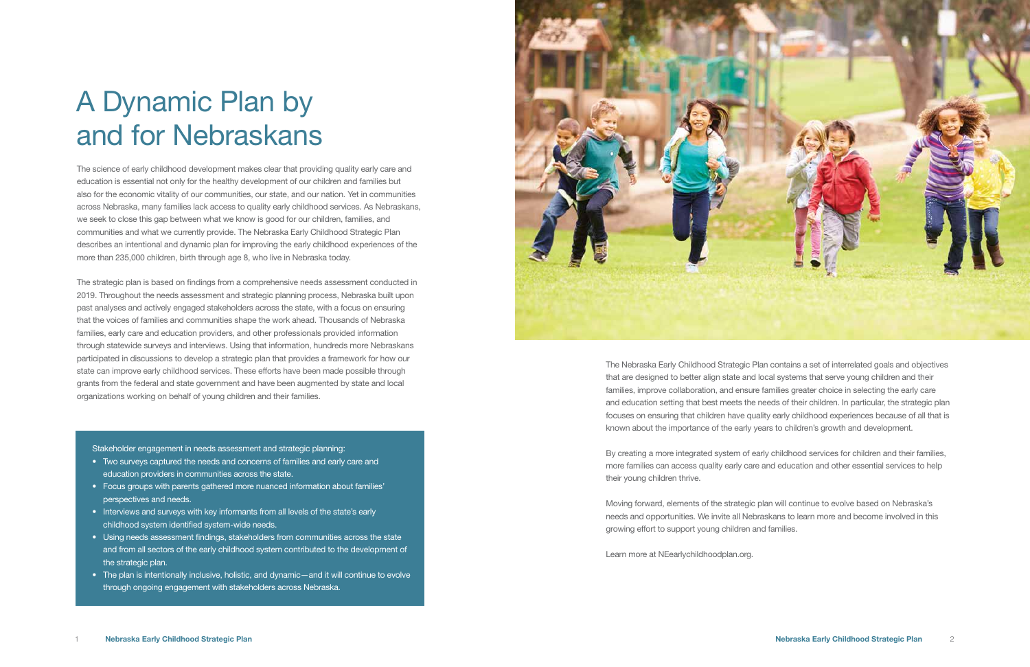# A Dynamic Plan by and for Nebraskans

The science of early childhood development makes clear that providing quality early care and education is essential not only for the healthy development of our children and families but also for the economic vitality of our communities, our state, and our nation. Yet in communities across Nebraska, many families lack access to quality early childhood services. As Nebraskans, we seek to close this gap between what we know is good for our children, families, and communities and what we currently provide. The Nebraska Early Childhood Strategic Plan describes an intentional and dynamic plan for improving the early childhood experiences of the more than 235,000 children, birth through age 8, who live in Nebraska today.

The strategic plan is based on findings from a comprehensive needs assessment conducted in 2019. Throughout the needs assessment and strategic planning process, Nebraska built upon past analyses and actively engaged stakeholders across the state, with a focus on ensuring that the voices of families and communities shape the work ahead. Thousands of Nebraska families, early care and education providers, and other professionals provided information through statewide surveys and interviews. Using that information, hundreds more Nebraskans participated in discussions to develop a strategic plan that provides a framework for how our state can improve early childhood services. These efforts have been made possible through grants from the federal and state government and have been augmented by state and local organizations working on behalf of young children and their families.

Stakeholder engagement in needs assessment and strategic planning:

- Two surveys captured the needs and concerns of families and early care and education providers in communities across the state.
- Focus groups with parents gathered more nuanced information about families' perspectives and needs.
- Interviews and surveys with key informants from all levels of the state's early childhood system identified system-wide needs.
- Using needs assessment findings, stakeholders from communities across the state and from all sectors of the early childhood system contributed to the development of the strategic plan.
- The plan is intentionally inclusive, holistic, and dynamic—and it will continue to evolve through ongoing engagement with stakeholders across Nebraska.

The Nebraska Early Childhood Strategic Plan contains a set of interrelated goals and objectives that are designed to better align state and local systems that serve young children and their families, improve collaboration, and ensure families greater choice in selecting the early care and education setting that best meets the needs of their children. In particular, the strategic plan focuses on ensuring that children have quality early childhood experiences because of all that is known about the importance of the early years to children's growth and development.

By creating a more integrated system of early childhood services for children and their families, more families can access quality early care and education and other essential services to help their young children thrive.

Moving forward, elements of the strategic plan will continue to evolve based on Nebraska's needs and opportunities. We invite all Nebraskans to learn more and become involved in this growing effort to support young children and families.

Learn more at NEearlychildhoodplan.org.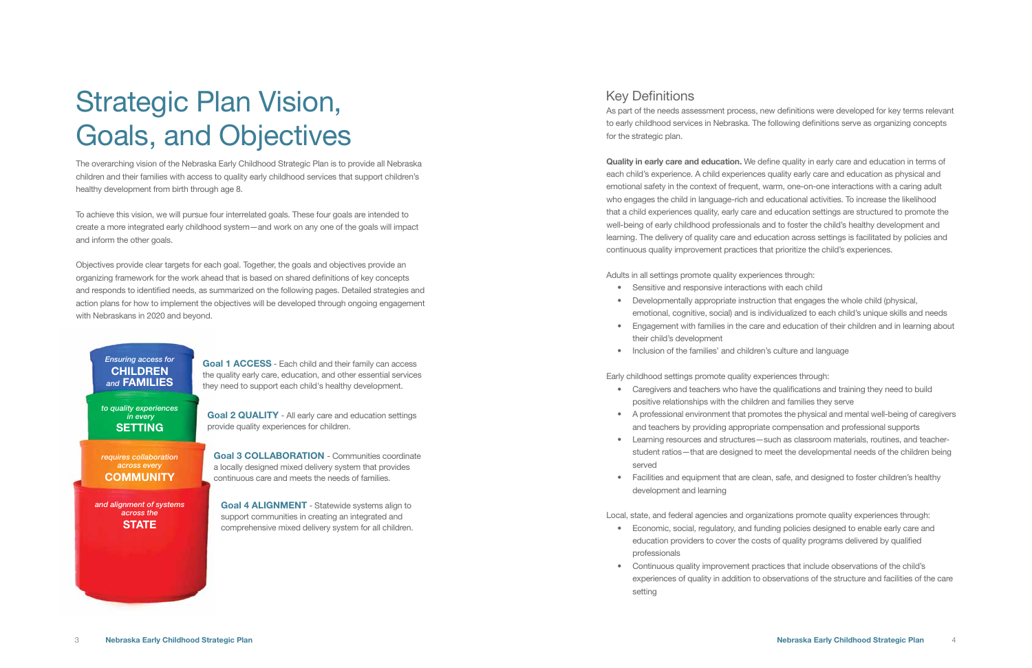# Strategic Plan Vision, Goals, and Objectives

The overarching vision of the Nebraska Early Childhood Strategic Plan is to provide all Nebraska children and their families with access to quality early childhood services that support children's healthy development from birth through age 8.

To achieve this vision, we will pursue four interrelated goals. These four goals are intended to create a more integrated early childhood system—and work on any one of the goals will impact and inform the other goals.

Objectives provide clear targets for each goal. Together, the goals and objectives provide an organizing framework for the work ahead that is based on shared definitions of key concepts and responds to identified needs, as summarized on the following pages. Detailed strategies and action plans for how to implement the objectives will be developed through ongoing engagement with Nebraskans in 2020 and beyond.

*Ensuring access for* **CHILDREN** *and* **FAMILIES**

**Goal 1 ACCESS** - Each child and their family can access the quality early care, education, and other essential services they need to support each child's healthy development.

*to quality experiences in every* **SETTING**

**Goal 2 QUALITY** - All early care and education settings provide quality experiences for children.

*requires collaboration across every* **COMMUNITY**

**Goal 3 COLLABORATION** - Communities coordinate a locally designed mixed delivery system that provides continuous care and meets the needs of families.

*and alignment of systems across the* **STATE**

**Goal 4 ALIGNMENT** - Statewide systems align to support communities in creating an integrated and comprehensive mixed delivery system for all children.

## Key Definitions

As part of the needs assessment process, new definitions were developed for key terms relevant to early childhood services in Nebraska. The following definitions serve as organizing concepts for the strategic plan.

**Quality in early care and education.** We define quality in early care and education in terms of each child's experience. A child experiences quality early care and education as physical and emotional safety in the context of frequent, warm, one-on-one interactions with a caring adult who engages the child in language-rich and educational activities. To increase the likelihood that a child experiences quality, early care and education settings are structured to promote the well-being of early childhood professionals and to foster the child's healthy development and learning. The delivery of quality care and education across settings is facilitated by policies and continuous quality improvement practices that prioritize the child's experiences.

Adults in all settings promote quality experiences through:

- Sensitive and responsive interactions with each child
- Developmentally appropriate instruction that engages the whole child (physical, emotional, cognitive, social) and is individualized to each child's unique skills and needs
- Engagement with families in the care and education of their children and in learning about their child's development
- Inclusion of the families' and children's culture and language

Early childhood settings promote quality experiences through:

- Caregivers and teachers who have the qualifications and training they need to build positive relationships with the children and families they serve
- A professional environment that promotes the physical and mental well-being of caregivers and teachers by providing appropriate compensation and professional supports
- Learning resources and structures—such as classroom materials, routines, and teacher-student ratios—that are designed to meet the developmental needs of the children being served
- Facilities and equipment that are clean, safe, and designed to foster children's healthy development and learning

Local, state, and federal agencies and organizations promote quality experiences through:

- Economic, social, regulatory, and funding policies designed to enable early care and education providers to cover the costs of quality programs delivered by qualified professionals
- Continuous quality improvement practices that include observations of the child's experiences of quality in addition to observations of the structure and facilities of the care setting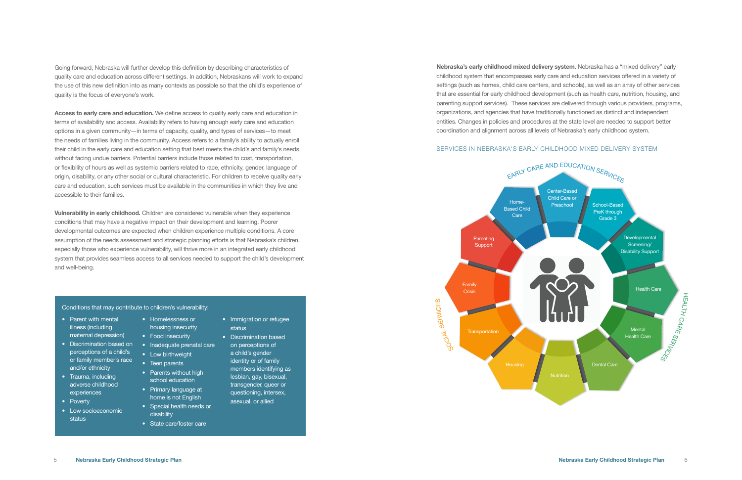Going forward, Nebraska will further develop this definition by describing characteristics of quality care and education across different settings. In addition, Nebraskans will work to expand the use of this new definition into as many contexts as possible so that the child's experience of quality is the focus of everyone's work.

**Access to early care and education.** We define access to quality early care and education in terms of availability and access. Availability refers to having enough early care and education options in a given community—in terms of capacity, quality, and types of services—to meet the needs of families living in the community. Access refers to a family's ability to actually enroll their child in the early care and education setting that best meets the child's and family's needs, without facing undue barriers. Potential barriers include those related to cost, transportation, or flexibility of hours as well as systemic barriers related to race, ethnicity, gender, language of origin, disability, or any other social or cultural characteristic. For children to receive quality early care and education, such services must be available in the communities in which they live and accessible to their families.

**Vulnerability in early childhood.** Children are considered vulnerable when they experience conditions that may have a negative impact on their development and learning. Poorer developmental outcomes are expected when children experience multiple conditions. A core assumption of the needs assessment and strategic planning efforts is that Nebraska's children, especially those who experience vulnerability, will thrive more in an integrated early childhood system that provides seamless access to all services needed to support the child's development and well-being.

Conditions that may contribute to children's vulnerability:

- Parent with mental illness (including maternal depression)
- Discrimination based on perceptions of a child's or family member's race and/or ethnicity
- Trauma, including adverse childhood experiences
- Poverty
- Low socioeconomic status
- Homelessness or housing insecurity
- Food insecurity
- Inadequate prenatal care
- Low birthweight
- Teen parents
- Parents without high school education
- Primary language at home is not English
- Special health needs or disability
- State care/foster care
- Immigration or refugee status
- Discrimination based on perceptions of a child's gender identity or of family members identifying as lesbian, gay, bisexual, transgender, queer or questioning, intersex, asexual, or allied

**Nebraska's early childhood mixed delivery system.** Nebraska has a "mixed delivery" early childhood system that encompasses early care and education services offered in a variety of settings (such as homes, child care centers, and schools), as well as an array of other services that are essential for early childhood development (such as health care, nutrition, housing, and parenting support services). These services are delivered through various providers, programs, organizations, and agencies that have traditionally functioned as distinct and independent entities. Changes in policies and procedures at the state level are needed to support better coordination and alignment across all levels of Nebraska's early childhood system.

SERVICES IN NEBRASKA'S EARLY CHILDHOOD MIXED DELIVERY SYSTEM

EARLY CARE AND EDUCATION SERVICES
- Home-Based Child Care
- Center-Based Child Care or Preschool
- School-Based PreK through Grade 3

HEALTH CARE SERVICES
- Developmental Screening/ Disability Support
- Health Care
- Mental Health Care
- Dental Care

SOCIAL SERVICES
- Nutrition
- Housing
- Transportation
- Family Crisis
- Parenting Support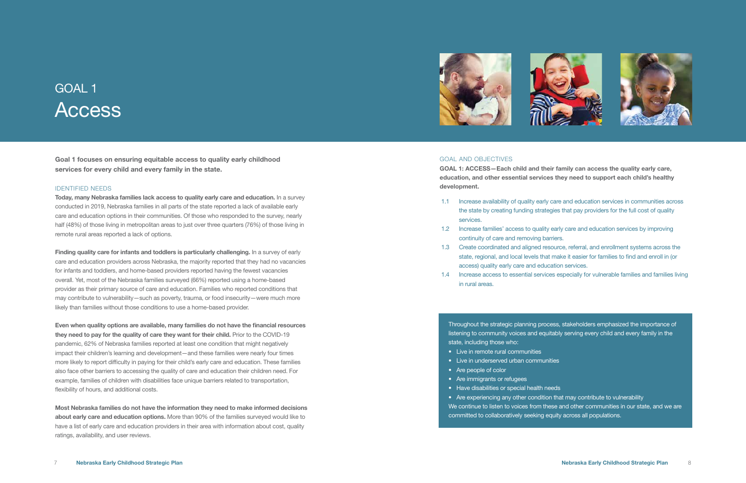# GOAL 1
# Access

**Goal 1 focuses on ensuring equitable access to quality early childhood services for every child and every family in the state.**

## IDENTIFIED NEEDS

**Today, many Nebraska families lack access to quality early care and education.** In a survey conducted in 2019, Nebraska families in all parts of the state reported a lack of available early care and education options in their communities. Of those who responded to the survey, nearly half (48%) of those living in metropolitan areas to just over three quarters (76%) of those living in remote rural areas reported a lack of options.

**Finding quality care for infants and toddlers is particularly challenging.** In a survey of early care and education providers across Nebraska, the majority reported that they had no vacancies for infants and toddlers, and home-based providers reported having the fewest vacancies overall. Yet, most of the Nebraska families surveyed (66%) reported using a home-based provider as their primary source of care and education. Families who reported conditions that may contribute to vulnerability—such as poverty, trauma, or food insecurity—were much more likely than families without those conditions to use a home-based provider.

**Even when quality options are available, many families do not have the financial resources they need to pay for the quality of care they want for their child.** Prior to the COVID-19 pandemic, 62% of Nebraska families reported at least one condition that might negatively impact their children's learning and development—and these families were nearly four times more likely to report difficulty in paying for their child's early care and education. These families also face other barriers to accessing the quality of care and education their children need. For example, families of children with disabilities face unique barriers related to transportation, flexibility of hours, and additional costs.

**Most Nebraska families do not have the information they need to make informed decisions about early care and education options.** More than 90% of the families surveyed would like to have a list of early care and education providers in their area with information about cost, quality ratings, availability, and user reviews.

## GOAL AND OBJECTIVES

**GOAL 1: ACCESS—Each child and their family can access the quality early care, education, and other essential services they need to support each child's healthy development.**

- 1.1 Increase availability of quality early care and education services in communities across the state by creating funding strategies that pay providers for the full cost of quality services.
- 1.2 Increase families' access to quality early care and education services by improving continuity of care and removing barriers.
- 1.3 Create coordinated and aligned resource, referral, and enrollment systems across the state, regional, and local levels that make it easier for families to find and enroll in (or access) quality early care and education services.
- 1.4 Increase access to essential services especially for vulnerable families and families living in rural areas.

Throughout the strategic planning process, stakeholders emphasized the importance of listening to community voices and equitably serving every child and every family in the state, including those who:

- Live in remote rural communities
- Live in underserved urban communities
- Are people of color
- Are immigrants or refugees
- Have disabilities or special health needs
- Are experiencing any other condition that may contribute to vulnerability

We continue to listen to voices from these and other communities in our state, and we are committed to collaboratively seeking equity across all populations.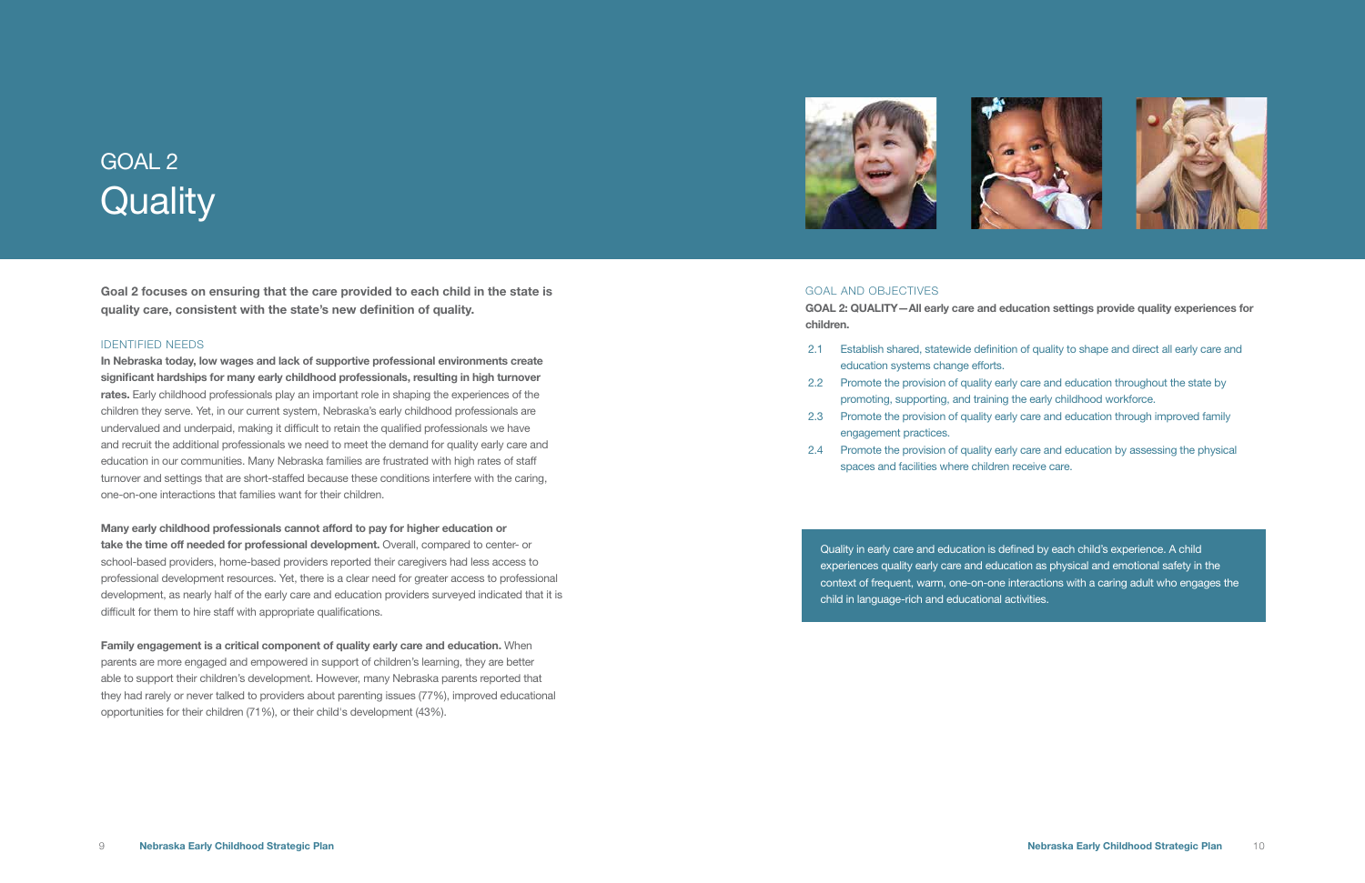# GOAL 2
# Quality

**Goal 2 focuses on ensuring that the care provided to each child in the state is quality care, consistent with the state's new definition of quality.**

## IDENTIFIED NEEDS

**In Nebraska today, low wages and lack of supportive professional environments create significant hardships for many early childhood professionals, resulting in high turnover rates.** Early childhood professionals play an important role in shaping the experiences of the children they serve. Yet, in our current system, Nebraska's early childhood professionals are undervalued and underpaid, making it difficult to retain the qualified professionals we have and recruit the additional professionals we need to meet the demand for quality early care and education in our communities. Many Nebraska families are frustrated with high rates of staff turnover and settings that are short-staffed because these conditions interfere with the caring, one-on-one interactions that families want for their children.

**Many early childhood professionals cannot afford to pay for higher education or take the time off needed for professional development.** Overall, compared to center- or school-based providers, home-based providers reported their caregivers had less access to professional development resources. Yet, there is a clear need for greater access to professional development, as nearly half of the early care and education providers surveyed indicated that it is difficult for them to hire staff with appropriate qualifications.

**Family engagement is a critical component of quality early care and education.** When parents are more engaged and empowered in support of children's learning, they are better able to support their children's development. However, many Nebraska parents reported that they had rarely or never talked to providers about parenting issues (77%), improved educational opportunities for their children (71%), or their child's development (43%).

## GOAL AND OBJECTIVES

**GOAL 2: QUALITY—All early care and education settings provide quality experiences for children.**

- 2.1 Establish shared, statewide definition of quality to shape and direct all early care and education systems change efforts.
- 2.2 Promote the provision of quality early care and education throughout the state by promoting, supporting, and training the early childhood workforce.
- 2.3 Promote the provision of quality early care and education through improved family engagement practices.
- 2.4 Promote the provision of quality early care and education by assessing the physical spaces and facilities where children receive care.

Quality in early care and education is defined by each child's experience. A child experiences quality early care and education as physical and emotional safety in the context of frequent, warm, one-on-one interactions with a caring adult who engages the child in language-rich and educational activities.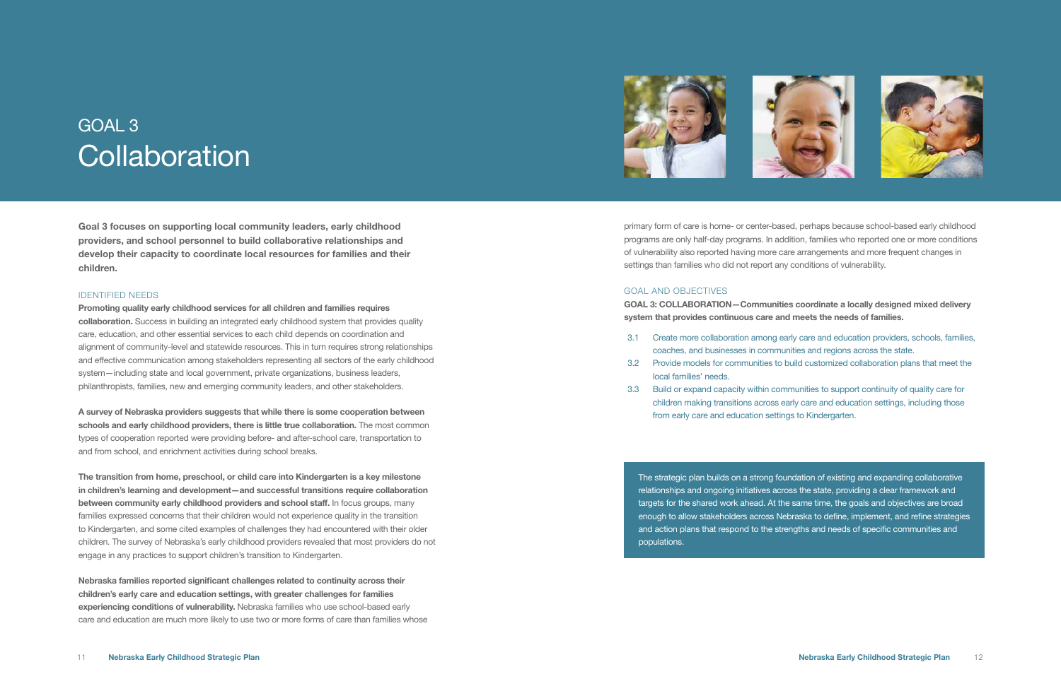# GOAL 3
# Collaboration

**Goal 3 focuses on supporting local community leaders, early childhood providers, and school personnel to build collaborative relationships and develop their capacity to coordinate local resources for families and their children.**

## IDENTIFIED NEEDS

**Promoting quality early childhood services for all children and families requires collaboration.** Success in building an integrated early childhood system that provides quality care, education, and other essential services to each child depends on coordination and alignment of community-level and statewide resources. This in turn requires strong relationships and effective communication among stakeholders representing all sectors of the early childhood system—including state and local government, private organizations, business leaders, philanthropists, families, new and emerging community leaders, and other stakeholders.

**A survey of Nebraska providers suggests that while there is some cooperation between schools and early childhood providers, there is little true collaboration.** The most common types of cooperation reported were providing before- and after-school care, transportation to and from school, and enrichment activities during school breaks.

**The transition from home, preschool, or child care into Kindergarten is a key milestone in children's learning and development—and successful transitions require collaboration between community early childhood providers and school staff.** In focus groups, many families expressed concerns that their children would not experience quality in the transition to Kindergarten, and some cited examples of challenges they had encountered with their older children. The survey of Nebraska's early childhood providers revealed that most providers do not engage in any practices to support children's transition to Kindergarten.

**Nebraska families reported significant challenges related to continuity across their children's early care and education settings, with greater challenges for families experiencing conditions of vulnerability.** Nebraska families who use school-based early care and education are much more likely to use two or more forms of care than families whose primary form of care is home- or center-based, perhaps because school-based early childhood programs are only half-day programs. In addition, families who reported one or more conditions of vulnerability also reported having more care arrangements and more frequent changes in settings than families who did not report any conditions of vulnerability.

## GOAL AND OBJECTIVES

**GOAL 3: COLLABORATION—Communities coordinate a locally designed mixed delivery system that provides continuous care and meets the needs of families.**

3.1 Create more collaboration among early care and education providers, schools, families, coaches, and businesses in communities and regions across the state.

3.2 Provide models for communities to build customized collaboration plans that meet the local families' needs.

3.3 Build or expand capacity within communities to support continuity of quality care for children making transitions across early care and education settings, including those from early care and education settings to Kindergarten.

The strategic plan builds on a strong foundation of existing and expanding collaborative relationships and ongoing initiatives across the state, providing a clear framework and targets for the shared work ahead. At the same time, the goals and objectives are broad enough to allow stakeholders across Nebraska to define, implement, and refine strategies and action plans that respond to the strengths and needs of specific communities and populations.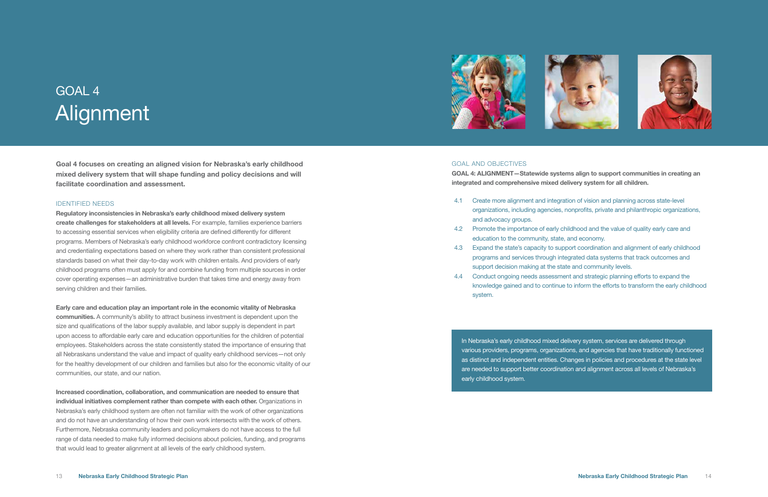# GOAL 4
# Alignment

**Goal 4 focuses on creating an aligned vision for Nebraska's early childhood mixed delivery system that will shape funding and policy decisions and will facilitate coordination and assessment.**

## IDENTIFIED NEEDS

**Regulatory inconsistencies in Nebraska's early childhood mixed delivery system create challenges for stakeholders at all levels.** For example, families experience barriers to accessing essential services when eligibility criteria are defined differently for different programs. Members of Nebraska's early childhood workforce confront contradictory licensing and credentialing expectations based on where they work rather than consistent professional standards based on what their day-to-day work with children entails. And providers of early childhood programs often must apply for and combine funding from multiple sources in order cover operating expenses—an administrative burden that takes time and energy away from serving children and their families.

**Early care and education play an important role in the economic vitality of Nebraska communities.** A community's ability to attract business investment is dependent upon the size and qualifications of the labor supply available, and labor supply is dependent in part upon access to affordable early care and education opportunities for the children of potential employees. Stakeholders across the state consistently stated the importance of ensuring that all Nebraskans understand the value and impact of quality early childhood services—not only for the healthy development of our children and families but also for the economic vitality of our communities, our state, and our nation.

**Increased coordination, collaboration, and communication are needed to ensure that individual initiatives complement rather than compete with each other.** Organizations in Nebraska's early childhood system are often not familiar with the work of other organizations and do not have an understanding of how their own work intersects with the work of others. Furthermore, Nebraska community leaders and policymakers do not have access to the full range of data needed to make fully informed decisions about policies, funding, and programs that would lead to greater alignment at all levels of the early childhood system.

## GOAL AND OBJECTIVES

**GOAL 4: ALIGNMENT—Statewide systems align to support communities in creating an integrated and comprehensive mixed delivery system for all children.**

- 4.1 Create more alignment and integration of vision and planning across state-level organizations, including agencies, nonprofits, private and philanthropic organizations, and advocacy groups.
- 4.2 Promote the importance of early childhood and the value of quality early care and education to the community, state, and economy.
- 4.3 Expand the state's capacity to support coordination and alignment of early childhood programs and services through integrated data systems that track outcomes and support decision making at the state and community levels.
- 4.4 Conduct ongoing needs assessment and strategic planning efforts to expand the knowledge gained and to continue to inform the efforts to transform the early childhood system.

In Nebraska's early childhood mixed delivery system, services are delivered through various providers, programs, organizations, and agencies that have traditionally functioned as distinct and independent entities. Changes in policies and procedures at the state level are needed to support better coordination and alignment across all levels of Nebraska's early childhood system.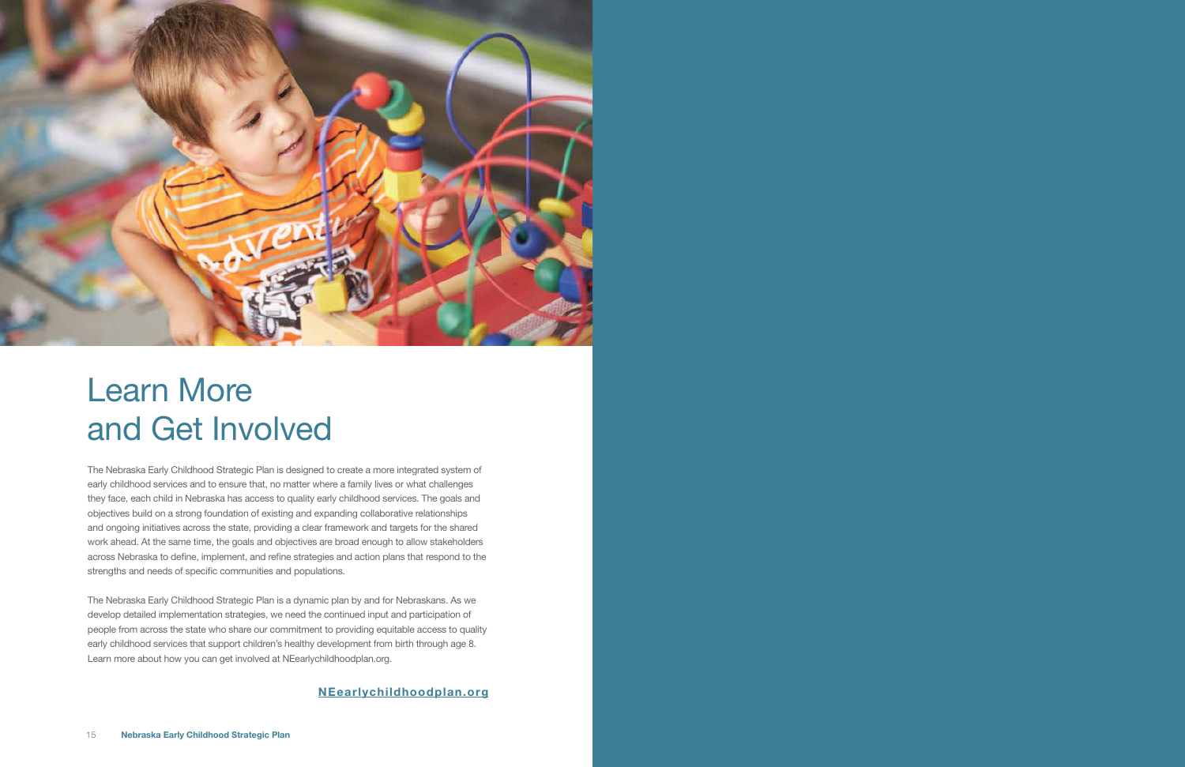# Learn More and Get Involved

The Nebraska Early Childhood Strategic Plan is designed to create a more integrated system of early childhood services and to ensure that, no matter where a family lives or what challenges they face, each child in Nebraska has access to quality early childhood services. The goals and objectives build on a strong foundation of existing and expanding collaborative relationships and ongoing initiatives across the state, providing a clear framework and targets for the shared work ahead. At the same time, the goals and objectives are broad enough to allow stakeholders across Nebraska to define, implement, and refine strategies and action plans that respond to the strengths and needs of specific communities and populations.

The Nebraska Early Childhood Strategic Plan is a dynamic plan by and for Nebraskans. As we develop detailed implementation strategies, we need the continued input and participation of people from across the state who share our commitment to providing equitable access to quality early childhood services that support children's healthy development from birth through age 8. Learn more about how you can get involved at NEearlychildhoodplan.org.

**NEearlychildhoodplan.org**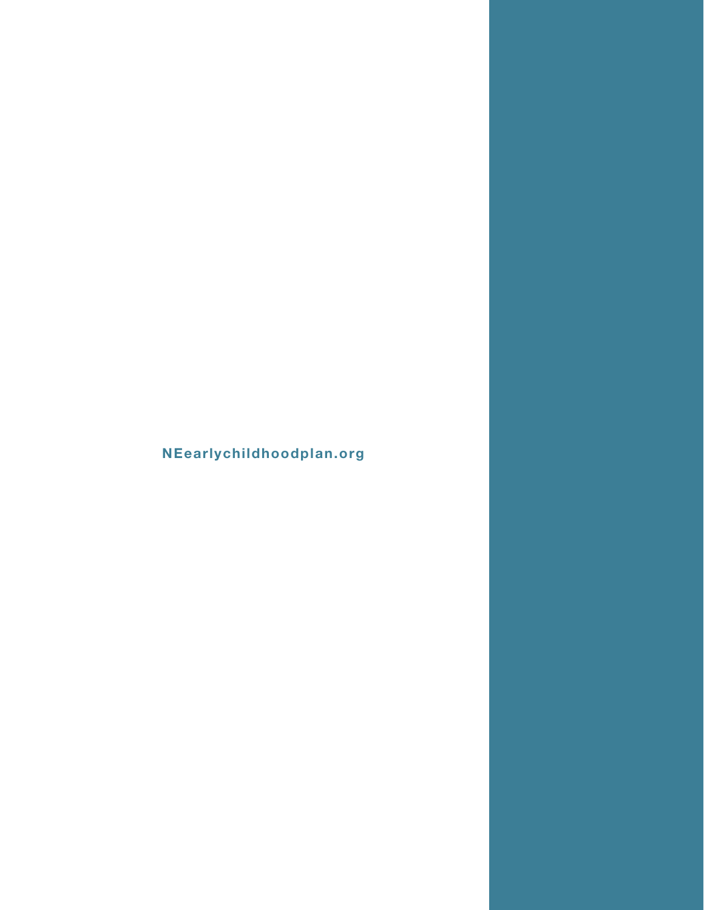**NEearlychildhoodplan.org**